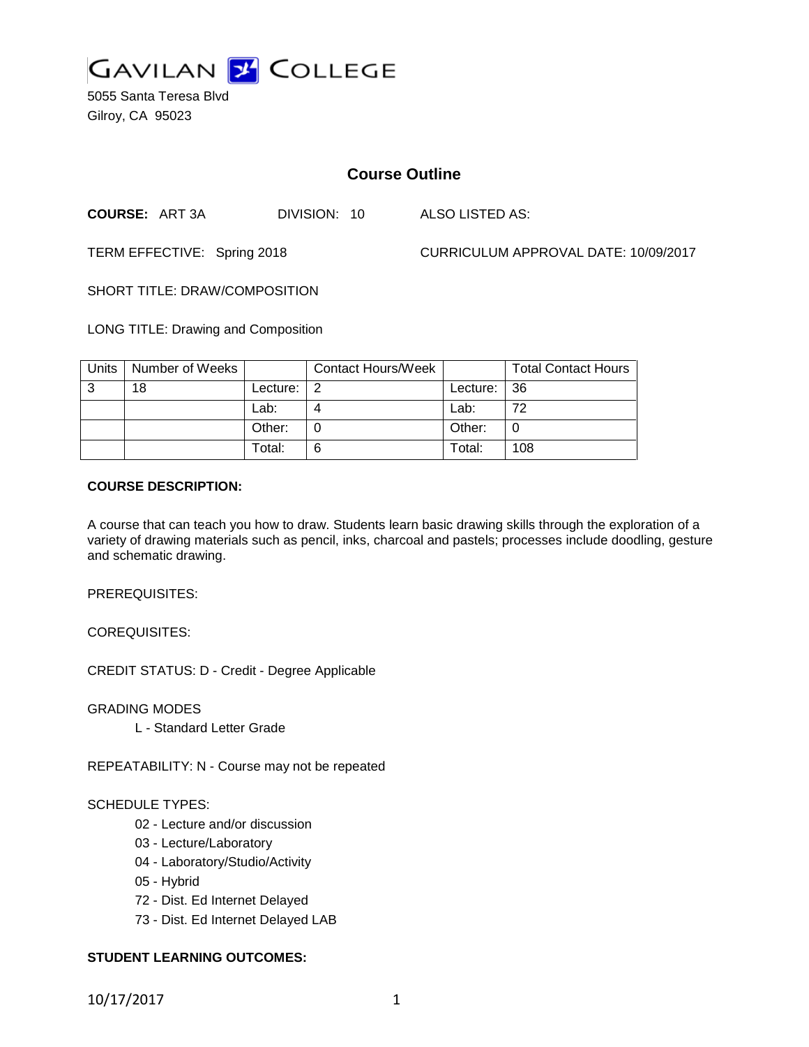# GAVILAN COLLEGE

5055 Santa Teresa Blvd
Gilroy, CA 95023

## Course Outline

**COURSE:** ART 3A DIVISION: 10 ALSO LISTED AS:

TERM EFFECTIVE: Spring 2018 CURRICULUM APPROVAL DATE: 10/09/2017

SHORT TITLE: DRAW/COMPOSITION

LONG TITLE: Drawing and Composition

| Units | Number of Weeks | | Contact Hours/Week | | Total Contact Hours |
|---|---|---|---|---|---|
| 3 | 18 | Lecture: | 2 | Lecture: | 36 |
| | | Lab: | 4 | Lab: | 72 |
| | | Other: | 0 | Other: | 0 |
| | | Total: | 6 | Total: | 108 |

**COURSE DESCRIPTION:**

A course that can teach you how to draw. Students learn basic drawing skills through the exploration of a variety of drawing materials such as pencil, inks, charcoal and pastels; processes include doodling, gesture and schematic drawing.

PREREQUISITES:

COREQUISITES:

CREDIT STATUS: D - Credit - Degree Applicable

GRADING MODES

L - Standard Letter Grade

REPEATABILITY: N - Course may not be repeated

SCHEDULE TYPES:

02 - Lecture and/or discussion
03 - Lecture/Laboratory
04 - Laboratory/Studio/Activity
05 - Hybrid
72 - Dist. Ed Internet Delayed
73 - Dist. Ed Internet Delayed LAB

**STUDENT LEARNING OUTCOMES:**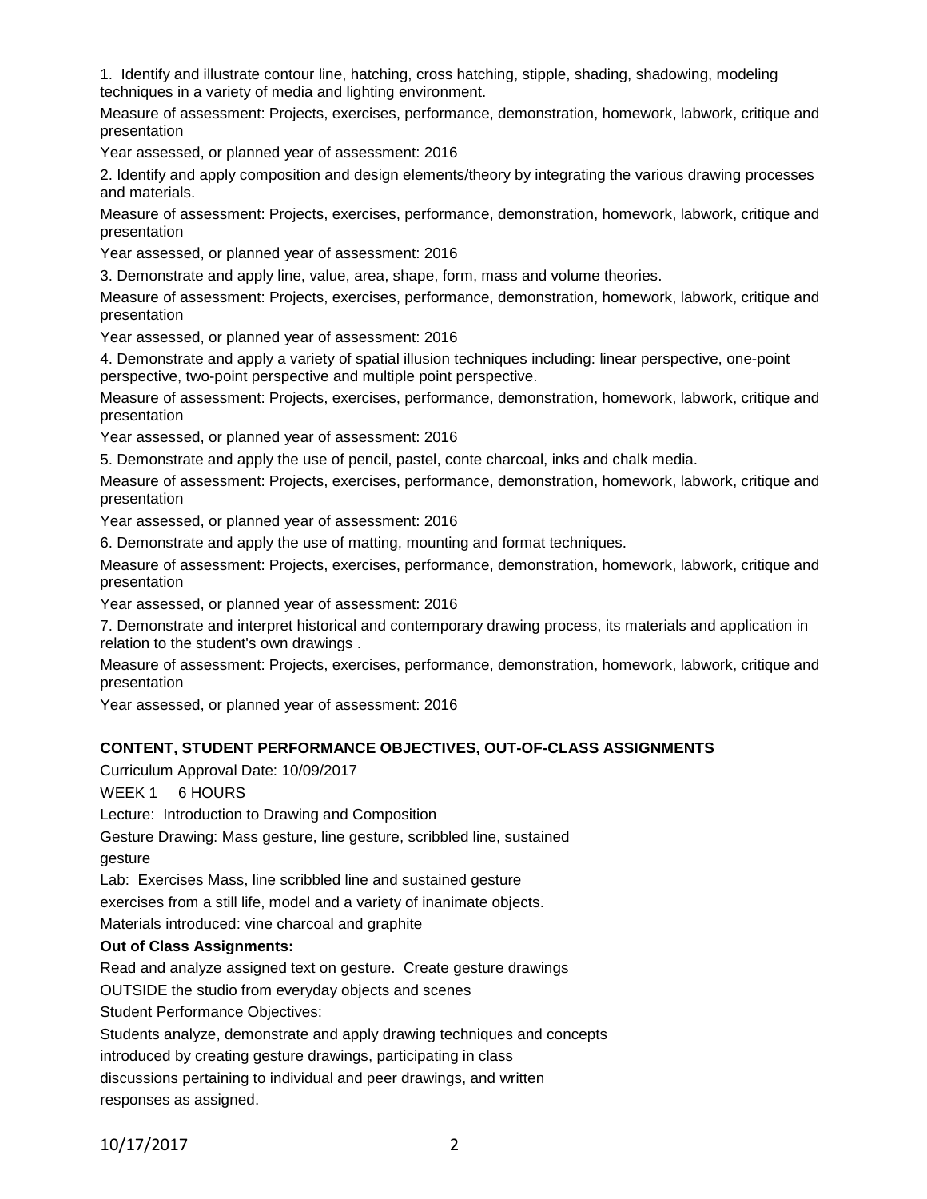1. Identify and illustrate contour line, hatching, cross hatching, stipple, shading, shadowing, modeling techniques in a variety of media and lighting environment.

Measure of assessment: Projects, exercises, performance, demonstration, homework, labwork, critique and presentation

Year assessed, or planned year of assessment: 2016

2. Identify and apply composition and design elements/theory by integrating the various drawing processes and materials.

Measure of assessment: Projects, exercises, performance, demonstration, homework, labwork, critique and presentation

Year assessed, or planned year of assessment: 2016

3. Demonstrate and apply line, value, area, shape, form, mass and volume theories.

Measure of assessment: Projects, exercises, performance, demonstration, homework, labwork, critique and presentation

Year assessed, or planned year of assessment: 2016

4. Demonstrate and apply a variety of spatial illusion techniques including: linear perspective, one-point perspective, two-point perspective and multiple point perspective.

Measure of assessment: Projects, exercises, performance, demonstration, homework, labwork, critique and presentation

Year assessed, or planned year of assessment: 2016

5. Demonstrate and apply the use of pencil, pastel, conte charcoal, inks and chalk media.

Measure of assessment: Projects, exercises, performance, demonstration, homework, labwork, critique and presentation

Year assessed, or planned year of assessment: 2016

6. Demonstrate and apply the use of matting, mounting and format techniques.

Measure of assessment: Projects, exercises, performance, demonstration, homework, labwork, critique and presentation

Year assessed, or planned year of assessment: 2016

7. Demonstrate and interpret historical and contemporary drawing process, its materials and application in relation to the student's own drawings .

Measure of assessment: Projects, exercises, performance, demonstration, homework, labwork, critique and presentation

Year assessed, or planned year of assessment: 2016

**CONTENT, STUDENT PERFORMANCE OBJECTIVES, OUT-OF-CLASS ASSIGNMENTS**

Curriculum Approval Date: 10/09/2017

WEEK 1 6 HOURS

Lecture: Introduction to Drawing and Composition

Gesture Drawing: Mass gesture, line gesture, scribbled line, sustained gesture

Lab: Exercises Mass, line scribbled line and sustained gesture exercises from a still life, model and a variety of inanimate objects.

Materials introduced: vine charcoal and graphite

**Out of Class Assignments:**

Read and analyze assigned text on gesture. Create gesture drawings OUTSIDE the studio from everyday objects and scenes

Student Performance Objectives:

Students analyze, demonstrate and apply drawing techniques and concepts introduced by creating gesture drawings, participating in class discussions pertaining to individual and peer drawings, and written responses as assigned.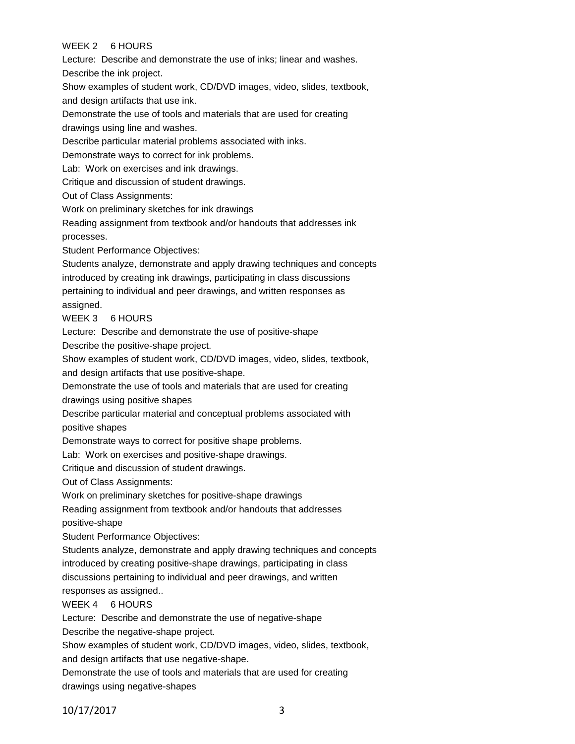WEEK 2     6 HOURS

Lecture:  Describe and demonstrate the use of inks; linear and washes.
Describe the ink project.
Show examples of student work, CD/DVD images, video, slides, textbook, and design artifacts that use ink.
Demonstrate the use of tools and materials that are used for creating drawings using line and washes.
Describe particular material problems associated with inks.
Demonstrate ways to correct for ink problems.
Lab:  Work on exercises and ink drawings.
Critique and discussion of student drawings.
Out of Class Assignments:
Work on preliminary sketches for ink drawings
Reading assignment from textbook and/or handouts that addresses ink processes.
Student Performance Objectives:
Students analyze, demonstrate and apply drawing techniques and concepts introduced by creating ink drawings, participating in class discussions pertaining to individual and peer drawings, and written responses as assigned.

WEEK 3     6 HOURS

Lecture:  Describe and demonstrate the use of positive-shape
Describe the positive-shape project.
Show examples of student work, CD/DVD images, video, slides, textbook, and design artifacts that use positive-shape.
Demonstrate the use of tools and materials that are used for creating drawings using positive shapes
Describe particular material and conceptual problems associated with positive shapes
Demonstrate ways to correct for positive shape problems.
Lab:  Work on exercises and positive-shape drawings.
Critique and discussion of student drawings.
Out of Class Assignments:
Work on preliminary sketches for positive-shape drawings
Reading assignment from textbook and/or handouts that addresses positive-shape
Student Performance Objectives:
Students analyze, demonstrate and apply drawing techniques and concepts introduced by creating positive-shape drawings, participating in class discussions pertaining to individual and peer drawings, and written responses as assigned..

WEEK 4     6 HOURS

Lecture:  Describe and demonstrate the use of negative-shape
Describe the negative-shape project.
Show examples of student work, CD/DVD images, video, slides, textbook, and design artifacts that use negative-shape.
Demonstrate the use of tools and materials that are used for creating drawings using negative-shapes

10/17/2017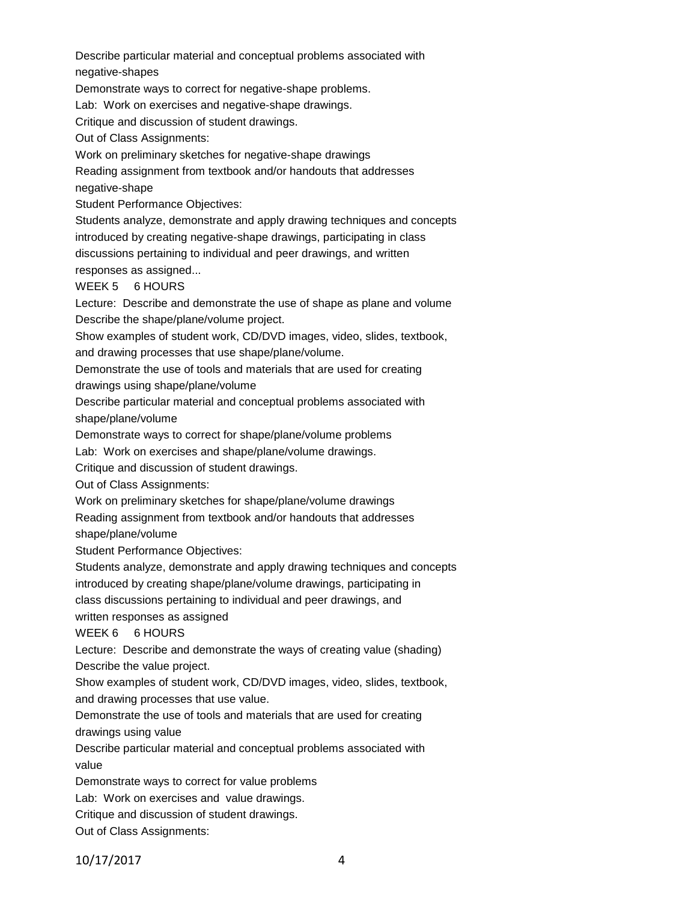Describe particular material and conceptual problems associated with negative-shapes

Demonstrate ways to correct for negative-shape problems.

Lab: Work on exercises and negative-shape drawings.

Critique and discussion of student drawings.

Out of Class Assignments:

Work on preliminary sketches for negative-shape drawings

Reading assignment from textbook and/or handouts that addresses negative-shape

Student Performance Objectives:

Students analyze, demonstrate and apply drawing techniques and concepts introduced by creating negative-shape drawings, participating in class discussions pertaining to individual and peer drawings, and written responses as assigned...

WEEK 5 6 HOURS

Lecture: Describe and demonstrate the use of shape as plane and volume

Describe the shape/plane/volume project.

Show examples of student work, CD/DVD images, video, slides, textbook, and drawing processes that use shape/plane/volume.

Demonstrate the use of tools and materials that are used for creating drawings using shape/plane/volume

Describe particular material and conceptual problems associated with shape/plane/volume

Demonstrate ways to correct for shape/plane/volume problems

Lab: Work on exercises and shape/plane/volume drawings.

Critique and discussion of student drawings.

Out of Class Assignments:

Work on preliminary sketches for shape/plane/volume drawings

Reading assignment from textbook and/or handouts that addresses shape/plane/volume

Student Performance Objectives:

Students analyze, demonstrate and apply drawing techniques and concepts introduced by creating shape/plane/volume drawings, participating in class discussions pertaining to individual and peer drawings, and written responses as assigned

WEEK 6 6 HOURS

Lecture: Describe and demonstrate the ways of creating value (shading)

Describe the value project.

Show examples of student work, CD/DVD images, video, slides, textbook, and drawing processes that use value.

Demonstrate the use of tools and materials that are used for creating drawings using value

Describe particular material and conceptual problems associated with value

Demonstrate ways to correct for value problems

Lab: Work on exercises and value drawings.

Critique and discussion of student drawings.

Out of Class Assignments: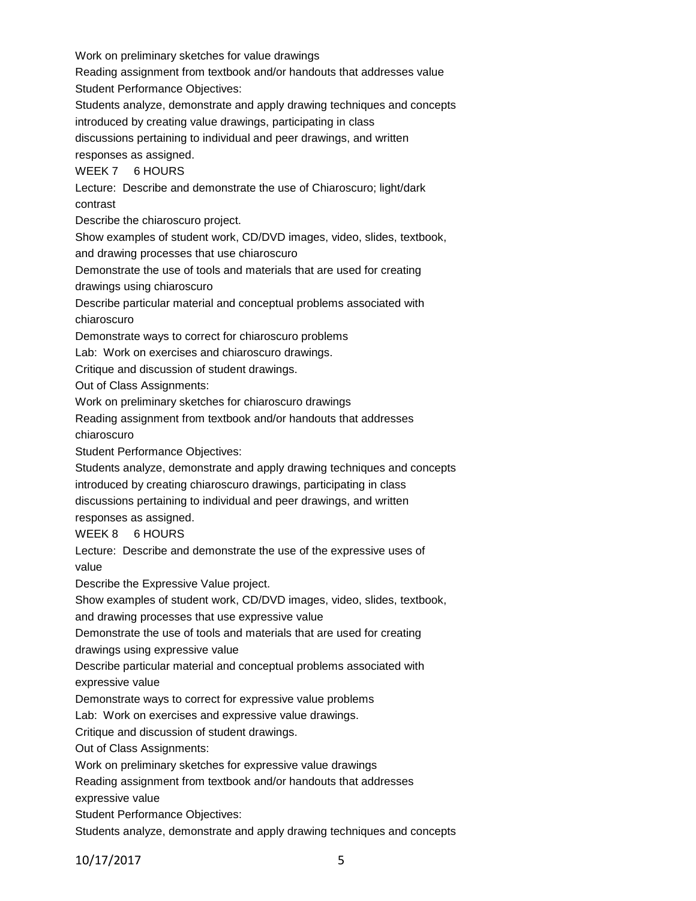Work on preliminary sketches for value drawings

Reading assignment from textbook and/or handouts that addresses value

Student Performance Objectives:

Students analyze, demonstrate and apply drawing techniques and concepts introduced by creating value drawings, participating in class discussions pertaining to individual and peer drawings, and written responses as assigned.

WEEK 7 6 HOURS

Lecture: Describe and demonstrate the use of Chiaroscuro; light/dark contrast

Describe the chiaroscuro project.

Show examples of student work, CD/DVD images, video, slides, textbook, and drawing processes that use chiaroscuro

Demonstrate the use of tools and materials that are used for creating drawings using chiaroscuro

Describe particular material and conceptual problems associated with chiaroscuro

Demonstrate ways to correct for chiaroscuro problems

Lab: Work on exercises and chiaroscuro drawings.

Critique and discussion of student drawings.

Out of Class Assignments:

Work on preliminary sketches for chiaroscuro drawings

Reading assignment from textbook and/or handouts that addresses chiaroscuro

Student Performance Objectives:

Students analyze, demonstrate and apply drawing techniques and concepts introduced by creating chiaroscuro drawings, participating in class discussions pertaining to individual and peer drawings, and written responses as assigned.

WEEK 8 6 HOURS

Lecture: Describe and demonstrate the use of the expressive uses of value

Describe the Expressive Value project.

Show examples of student work, CD/DVD images, video, slides, textbook, and drawing processes that use expressive value

Demonstrate the use of tools and materials that are used for creating drawings using expressive value

Describe particular material and conceptual problems associated with expressive value

Demonstrate ways to correct for expressive value problems

Lab: Work on exercises and expressive value drawings.

Critique and discussion of student drawings.

Out of Class Assignments:

Work on preliminary sketches for expressive value drawings

Reading assignment from textbook and/or handouts that addresses expressive value

Student Performance Objectives:

Students analyze, demonstrate and apply drawing techniques and concepts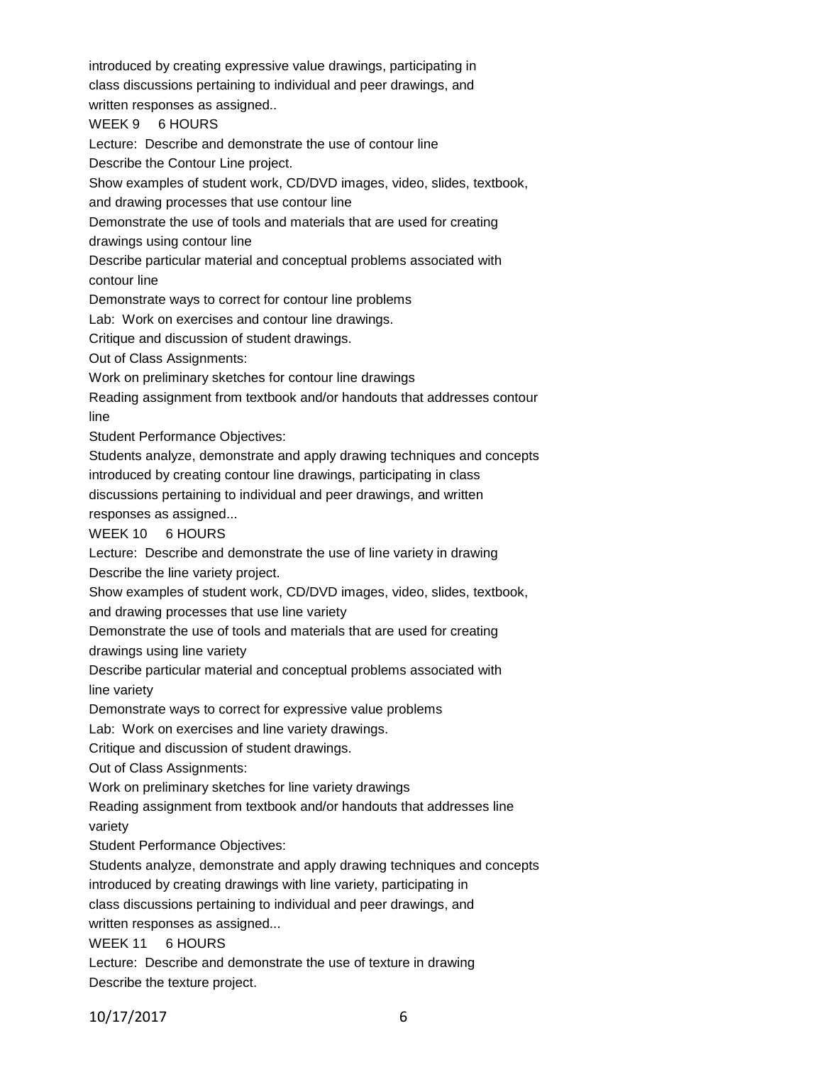introduced by creating expressive value drawings, participating in class discussions pertaining to individual and peer drawings, and written responses as assigned..

WEEK 9 6 HOURS

Lecture: Describe and demonstrate the use of contour line

Describe the Contour Line project.

Show examples of student work, CD/DVD images, video, slides, textbook, and drawing processes that use contour line

Demonstrate the use of tools and materials that are used for creating drawings using contour line

Describe particular material and conceptual problems associated with contour line

Demonstrate ways to correct for contour line problems

Lab: Work on exercises and contour line drawings.

Critique and discussion of student drawings.

Out of Class Assignments:

Work on preliminary sketches for contour line drawings

Reading assignment from textbook and/or handouts that addresses contour line

Student Performance Objectives:

Students analyze, demonstrate and apply drawing techniques and concepts introduced by creating contour line drawings, participating in class discussions pertaining to individual and peer drawings, and written responses as assigned...

WEEK 10 6 HOURS

Lecture: Describe and demonstrate the use of line variety in drawing

Describe the line variety project.

Show examples of student work, CD/DVD images, video, slides, textbook, and drawing processes that use line variety

Demonstrate the use of tools and materials that are used for creating drawings using line variety

Describe particular material and conceptual problems associated with line variety

Demonstrate ways to correct for expressive value problems

Lab: Work on exercises and line variety drawings.

Critique and discussion of student drawings.

Out of Class Assignments:

Work on preliminary sketches for line variety drawings

Reading assignment from textbook and/or handouts that addresses line variety

Student Performance Objectives:

Students analyze, demonstrate and apply drawing techniques and concepts introduced by creating drawings with line variety, participating in class discussions pertaining to individual and peer drawings, and written responses as assigned...

WEEK 11 6 HOURS

Lecture: Describe and demonstrate the use of texture in drawing

Describe the texture project.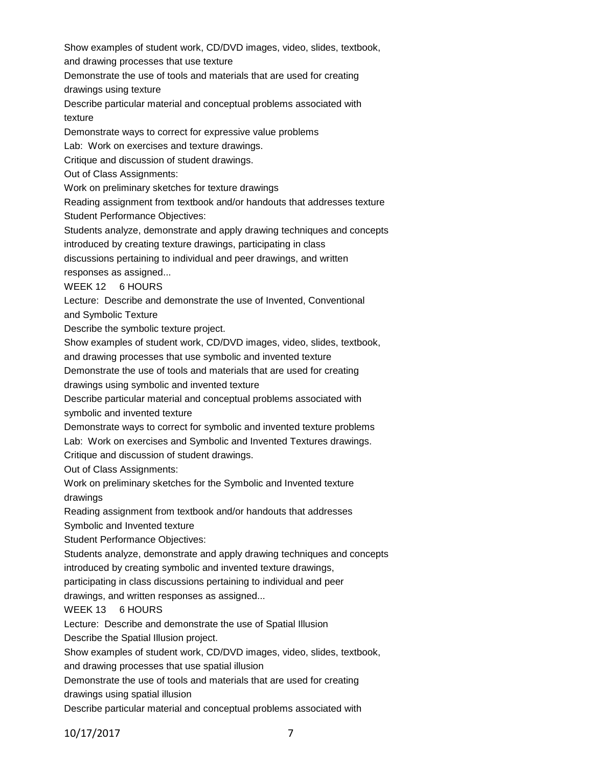Show examples of student work, CD/DVD images, video, slides, textbook, and drawing processes that use texture

Demonstrate the use of tools and materials that are used for creating drawings using texture

Describe particular material and conceptual problems associated with texture

Demonstrate ways to correct for expressive value problems

Lab: Work on exercises and texture drawings.

Critique and discussion of student drawings.

Out of Class Assignments:

Work on preliminary sketches for texture drawings

Reading assignment from textbook and/or handouts that addresses texture

Student Performance Objectives:

Students analyze, demonstrate and apply drawing techniques and concepts introduced by creating texture drawings, participating in class discussions pertaining to individual and peer drawings, and written responses as assigned...

WEEK 12 6 HOURS

Lecture: Describe and demonstrate the use of Invented, Conventional and Symbolic Texture

Describe the symbolic texture project.

Show examples of student work, CD/DVD images, video, slides, textbook, and drawing processes that use symbolic and invented texture

Demonstrate the use of tools and materials that are used for creating drawings using symbolic and invented texture

Describe particular material and conceptual problems associated with symbolic and invented texture

Demonstrate ways to correct for symbolic and invented texture problems

Lab: Work on exercises and Symbolic and Invented Textures drawings.

Critique and discussion of student drawings.

Out of Class Assignments:

Work on preliminary sketches for the Symbolic and Invented texture drawings

Reading assignment from textbook and/or handouts that addresses Symbolic and Invented texture

Student Performance Objectives:

Students analyze, demonstrate and apply drawing techniques and concepts introduced by creating symbolic and invented texture drawings, participating in class discussions pertaining to individual and peer drawings, and written responses as assigned...

WEEK 13 6 HOURS

Lecture: Describe and demonstrate the use of Spatial Illusion

Describe the Spatial Illusion project.

Show examples of student work, CD/DVD images, video, slides, textbook, and drawing processes that use spatial illusion

Demonstrate the use of tools and materials that are used for creating drawings using spatial illusion

Describe particular material and conceptual problems associated with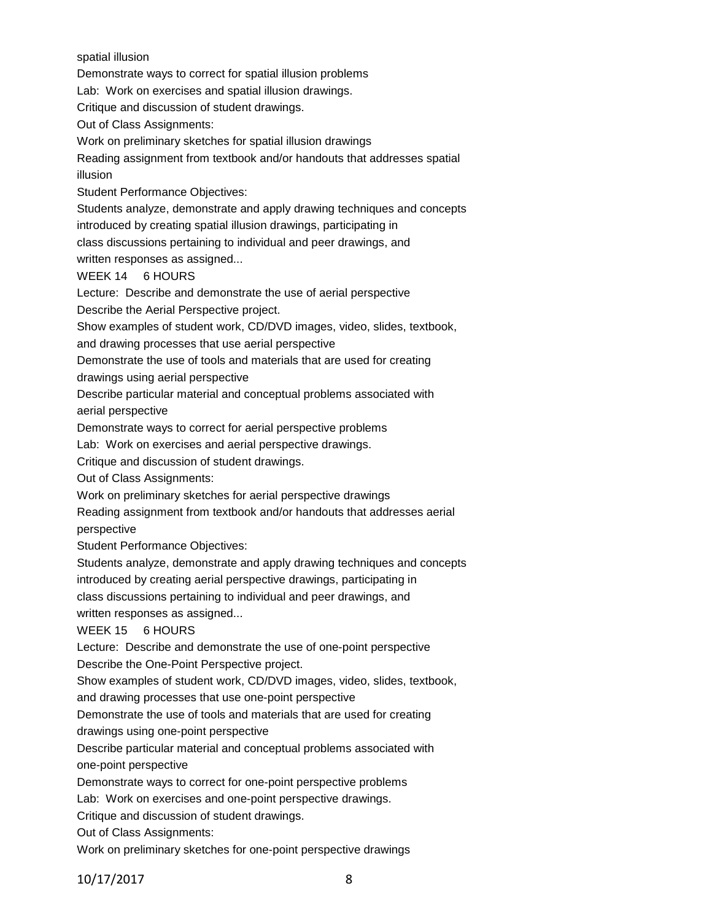spatial illusion

Demonstrate ways to correct for spatial illusion problems

Lab: Work on exercises and spatial illusion drawings.

Critique and discussion of student drawings.

Out of Class Assignments:

Work on preliminary sketches for spatial illusion drawings

Reading assignment from textbook and/or handouts that addresses spatial illusion

Student Performance Objectives:

Students analyze, demonstrate and apply drawing techniques and concepts introduced by creating spatial illusion drawings, participating in class discussions pertaining to individual and peer drawings, and written responses as assigned...

WEEK 14 6 HOURS

Lecture: Describe and demonstrate the use of aerial perspective

Describe the Aerial Perspective project.

Show examples of student work, CD/DVD images, video, slides, textbook, and drawing processes that use aerial perspective

Demonstrate the use of tools and materials that are used for creating drawings using aerial perspective

Describe particular material and conceptual problems associated with aerial perspective

Demonstrate ways to correct for aerial perspective problems

Lab: Work on exercises and aerial perspective drawings.

Critique and discussion of student drawings.

Out of Class Assignments:

Work on preliminary sketches for aerial perspective drawings

Reading assignment from textbook and/or handouts that addresses aerial perspective

Student Performance Objectives:

Students analyze, demonstrate and apply drawing techniques and concepts introduced by creating aerial perspective drawings, participating in class discussions pertaining to individual and peer drawings, and written responses as assigned...

WEEK 15 6 HOURS

Lecture: Describe and demonstrate the use of one-point perspective

Describe the One-Point Perspective project.

Show examples of student work, CD/DVD images, video, slides, textbook, and drawing processes that use one-point perspective

Demonstrate the use of tools and materials that are used for creating drawings using one-point perspective

Describe particular material and conceptual problems associated with one-point perspective

Demonstrate ways to correct for one-point perspective problems

Lab: Work on exercises and one-point perspective drawings.

Critique and discussion of student drawings.

Out of Class Assignments:

Work on preliminary sketches for one-point perspective drawings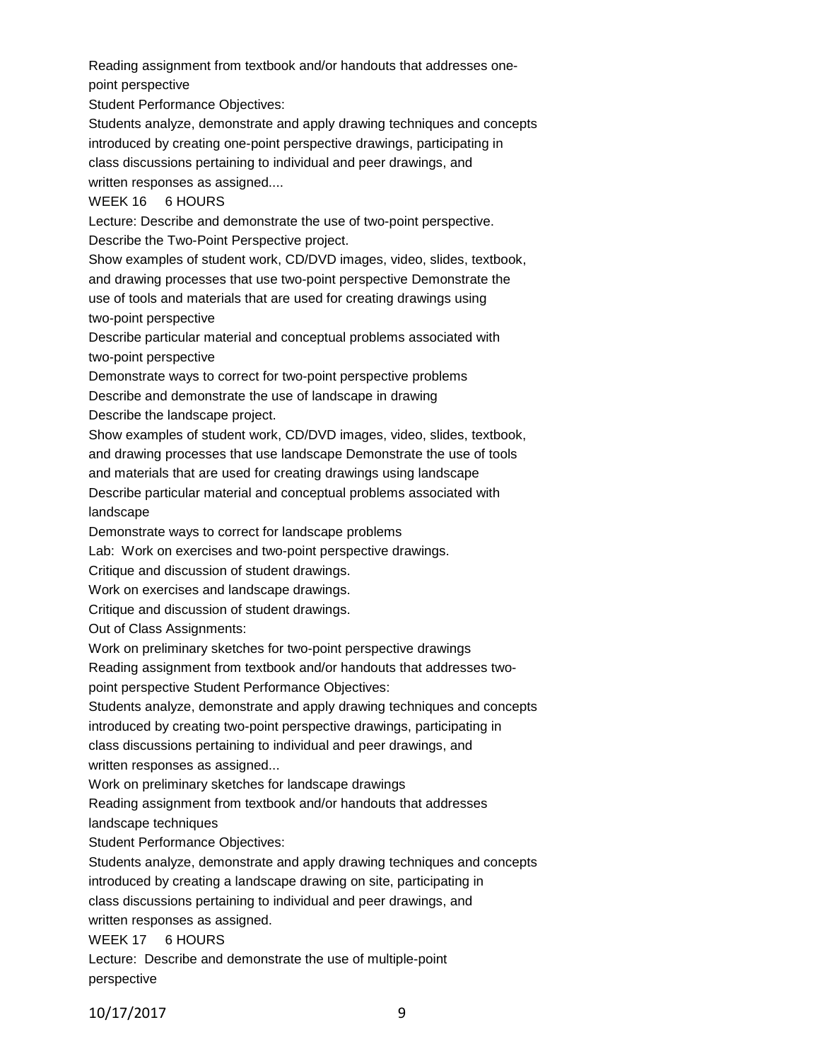Reading assignment from textbook and/or handouts that addresses one-point perspective

Student Performance Objectives:

Students analyze, demonstrate and apply drawing techniques and concepts introduced by creating one-point perspective drawings, participating in class discussions pertaining to individual and peer drawings, and written responses as assigned....

WEEK 16 6 HOURS

Lecture: Describe and demonstrate the use of two-point perspective.

Describe the Two-Point Perspective project.

Show examples of student work, CD/DVD images, video, slides, textbook, and drawing processes that use two-point perspective Demonstrate the use of tools and materials that are used for creating drawings using two-point perspective

Describe particular material and conceptual problems associated with two-point perspective

Demonstrate ways to correct for two-point perspective problems

Describe and demonstrate the use of landscape in drawing

Describe the landscape project.

Show examples of student work, CD/DVD images, video, slides, textbook, and drawing processes that use landscape Demonstrate the use of tools and materials that are used for creating drawings using landscape

Describe particular material and conceptual problems associated with landscape

Demonstrate ways to correct for landscape problems

Lab: Work on exercises and two-point perspective drawings.

Critique and discussion of student drawings.

Work on exercises and landscape drawings.

Critique and discussion of student drawings.

Out of Class Assignments:

Work on preliminary sketches for two-point perspective drawings

Reading assignment from textbook and/or handouts that addresses two-point perspective Student Performance Objectives:

Students analyze, demonstrate and apply drawing techniques and concepts introduced by creating two-point perspective drawings, participating in class discussions pertaining to individual and peer drawings, and written responses as assigned...

Work on preliminary sketches for landscape drawings

Reading assignment from textbook and/or handouts that addresses landscape techniques

Student Performance Objectives:

Students analyze, demonstrate and apply drawing techniques and concepts introduced by creating a landscape drawing on site, participating in class discussions pertaining to individual and peer drawings, and written responses as assigned.

WEEK 17 6 HOURS

Lecture: Describe and demonstrate the use of multiple-point perspective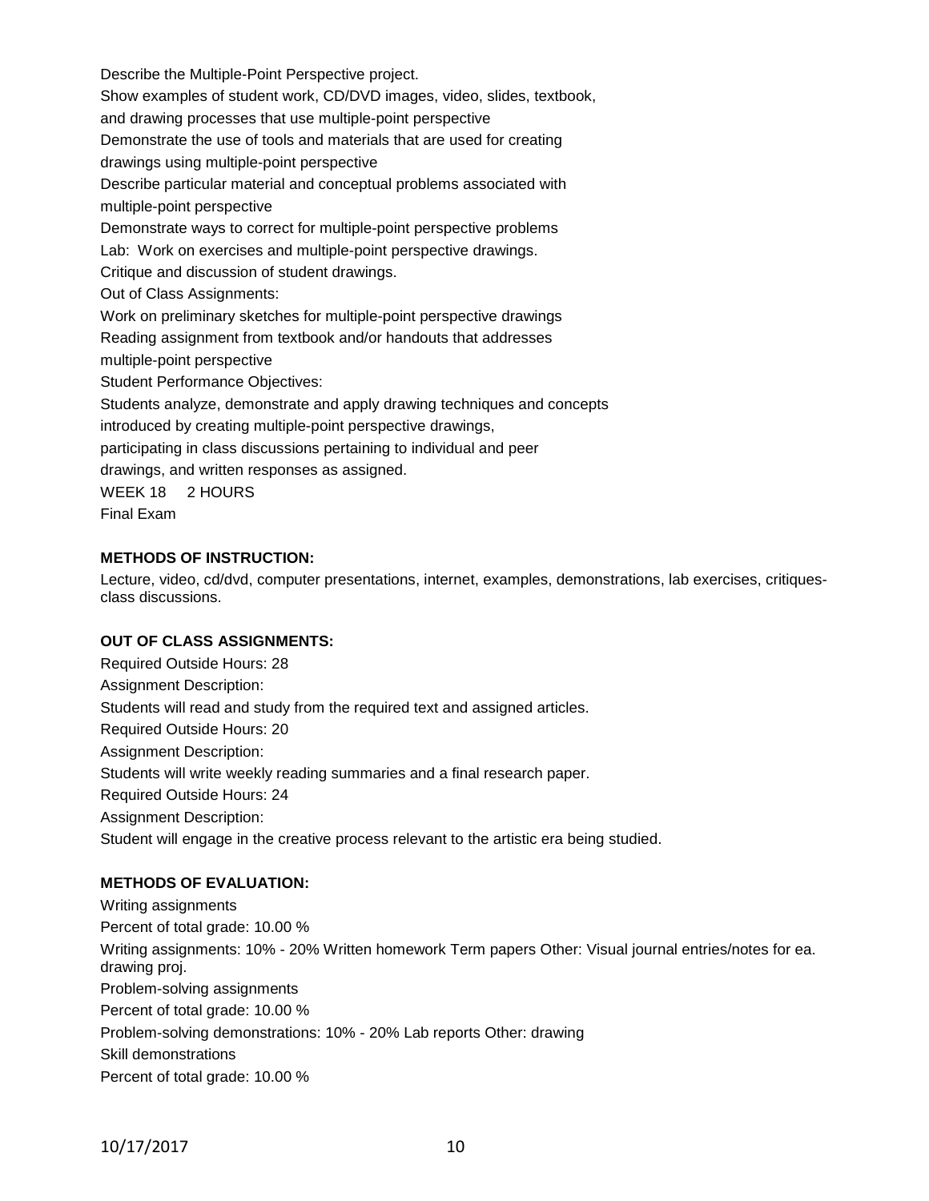Describe the Multiple-Point Perspective project.

Show examples of student work, CD/DVD images, video, slides, textbook, and drawing processes that use multiple-point perspective

Demonstrate the use of tools and materials that are used for creating drawings using multiple-point perspective

Describe particular material and conceptual problems associated with multiple-point perspective

Demonstrate ways to correct for multiple-point perspective problems

Lab: Work on exercises and multiple-point perspective drawings.

Critique and discussion of student drawings.

Out of Class Assignments:

Work on preliminary sketches for multiple-point perspective drawings

Reading assignment from textbook and/or handouts that addresses multiple-point perspective

Student Performance Objectives:

Students analyze, demonstrate and apply drawing techniques and concepts introduced by creating multiple-point perspective drawings, participating in class discussions pertaining to individual and peer drawings, and written responses as assigned.

WEEK 18 2 HOURS

Final Exam

**METHODS OF INSTRUCTION:**

Lecture, video, cd/dvd, computer presentations, internet, examples, demonstrations, lab exercises, critiques-class discussions.

**OUT OF CLASS ASSIGNMENTS:**

Required Outside Hours: 28

Assignment Description:

Students will read and study from the required text and assigned articles.

Required Outside Hours: 20

Assignment Description:

Students will write weekly reading summaries and a final research paper.

Required Outside Hours: 24

Assignment Description:

Student will engage in the creative process relevant to the artistic era being studied.

**METHODS OF EVALUATION:**

Writing assignments

Percent of total grade: 10.00 %

Writing assignments: 10% - 20% Written homework Term papers Other: Visual journal entries/notes for ea. drawing proj.

Problem-solving assignments

Percent of total grade: 10.00 %

Problem-solving demonstrations: 10% - 20% Lab reports Other: drawing

Skill demonstrations

Percent of total grade: 10.00 %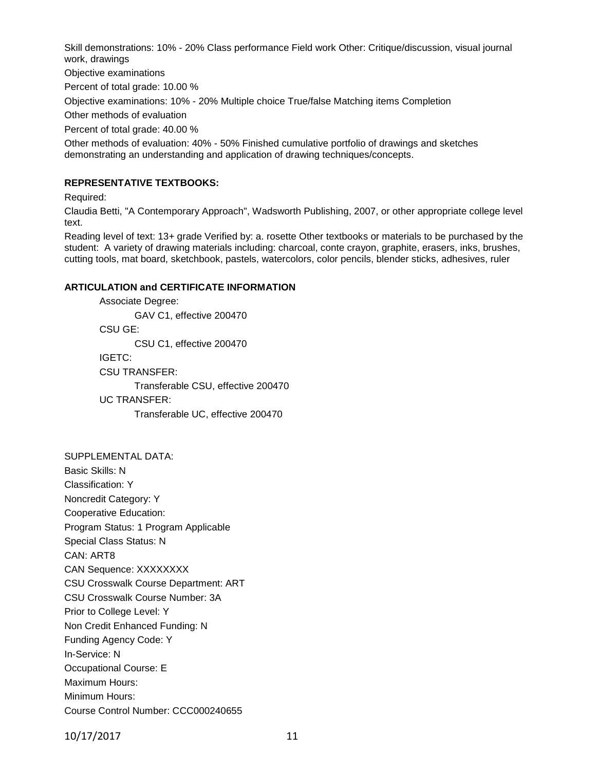Skill demonstrations: 10% - 20% Class performance Field work Other: Critique/discussion, visual journal work, drawings

Objective examinations

Percent of total grade: 10.00 %

Objective examinations: 10% - 20% Multiple choice True/false Matching items Completion

Other methods of evaluation

Percent of total grade: 40.00 %

Other methods of evaluation: 40% - 50% Finished cumulative portfolio of drawings and sketches demonstrating an understanding and application of drawing techniques/concepts.

**REPRESENTATIVE TEXTBOOKS:**

Required:

Claudia Betti, "A Contemporary Approach", Wadsworth Publishing, 2007, or other appropriate college level text.

Reading level of text: 13+ grade Verified by: a. rosette Other textbooks or materials to be purchased by the student: A variety of drawing materials including: charcoal, conte crayon, graphite, erasers, inks, brushes, cutting tools, mat board, sketchbook, pastels, watercolors, color pencils, blender sticks, adhesives, ruler

**ARTICULATION and CERTIFICATE INFORMATION**

Associate Degree:

GAV C1, effective 200470

CSU GE:

CSU C1, effective 200470

IGETC:

CSU TRANSFER:

Transferable CSU, effective 200470

UC TRANSFER:

Transferable UC, effective 200470

SUPPLEMENTAL DATA:

Basic Skills: N

Classification: Y

Noncredit Category: Y

Cooperative Education:

Program Status: 1 Program Applicable

Special Class Status: N

CAN: ART8

CAN Sequence: XXXXXXXX

CSU Crosswalk Course Department: ART

CSU Crosswalk Course Number: 3A

Prior to College Level: Y

Non Credit Enhanced Funding: N

Funding Agency Code: Y

In-Service: N

Occupational Course: E

Maximum Hours:

Minimum Hours:

Course Control Number: CCC000240655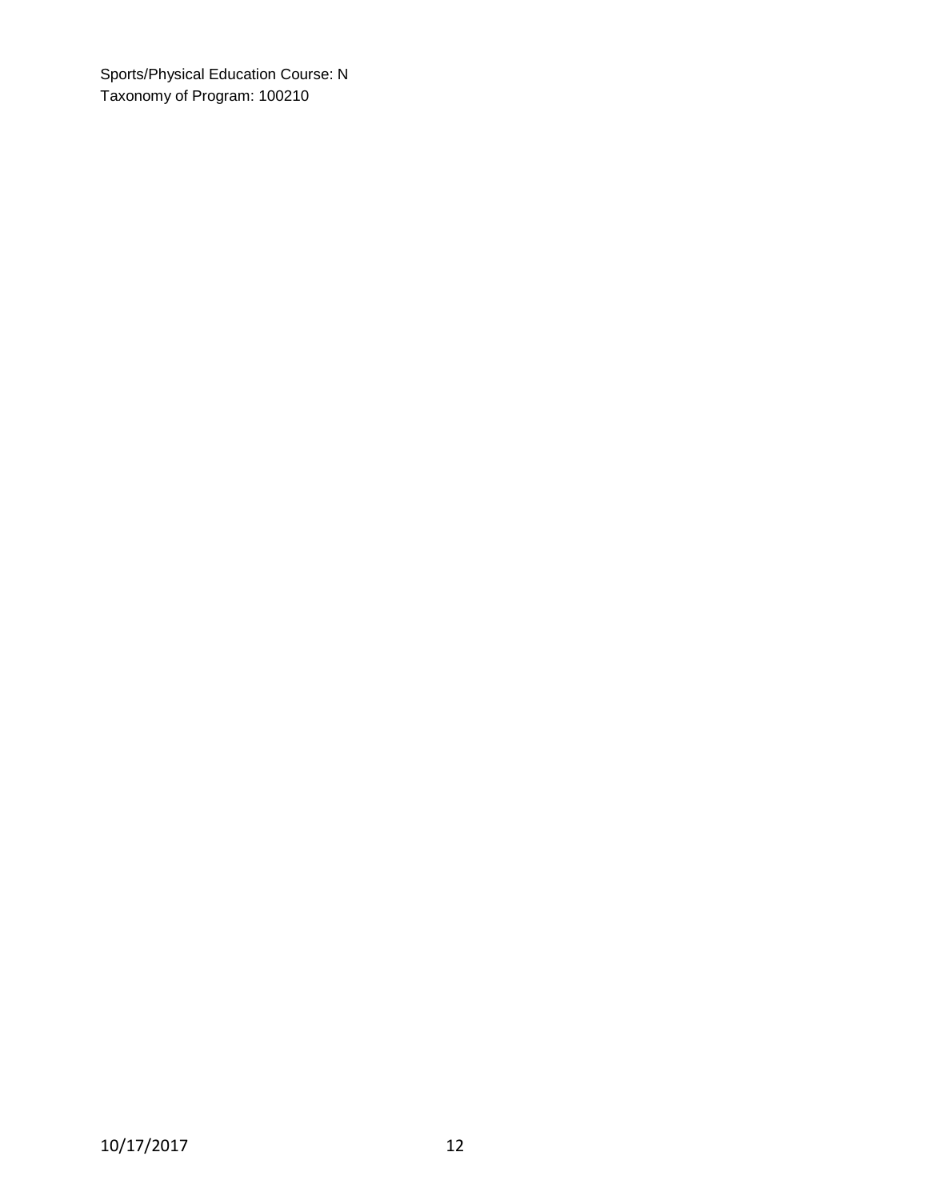Sports/Physical Education Course: N
Taxonomy of Program: 100210